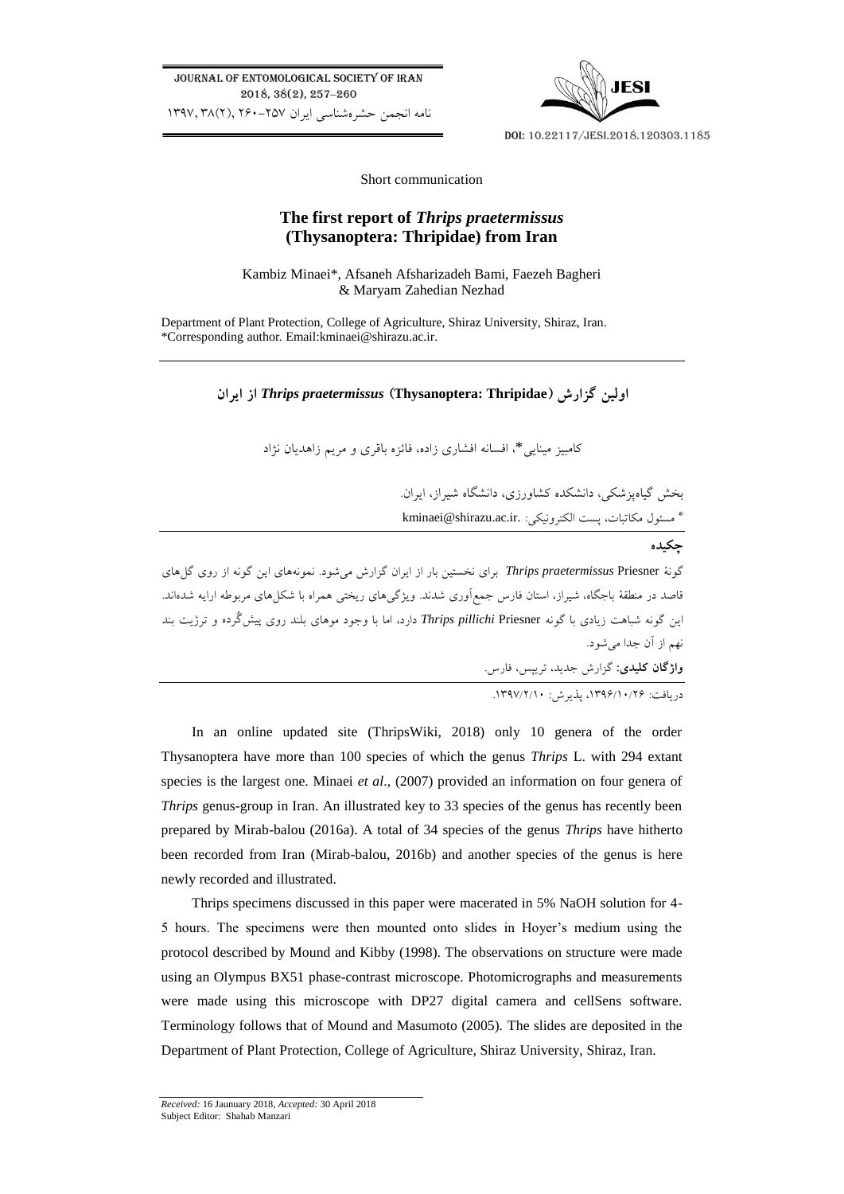Short communication

# The first report of *Thrips praetermissus* (Thysanoptera: Thripidae) from Iran

Kambiz Minaei*, Afsaneh Afsharizadeh Bami, Faezeh Bagheri & Maryam Zahedian Nezhad

Department of Plant Protection, College of Agriculture, Shiraz University, Shiraz, Iran.
*Corresponding author. Email:kminaei@shirazu.ac.ir.

---

## اولین گزارش *Thrips praetermissus* (Thysanoptera: Thripidae) از ایران

کامبیز مینایی*، افسانه افشاری زاده، فائزه باقری و مریم زاهدیان نژاد

بخش گیاه‌پزشکی، دانشکده کشاورزی، دانشگاه شیراز، ایران.
* مسئول مکاتبات، پست الکترونیکی: kminaei@shirazu.ac.ir.

**چکیده**

گونهٔ *Thrips praetermissus* Priesner برای نخستین بار از ایران گزارش می‌شود. نمونه‌های این گونه از روی گل‌های قاصد در منطقهٔ باجگاه، شیراز، استان فارس جمع‌آوری شدند. ویژگی‌های ریختی همراه با شکل‌های مربوطه ارایه شده‌اند. این گونه شباهت زیادی با گونه *Thrips pillichi* Priesner دارد، اما با وجود موهای بلند روی پیش‌گرده و ترژیت بند نهم از آن جدا می‌شود.

**واژگان کلیدی:** گزارش جدید، تریپس، فارس.

---

دریافت: ۱۳۹۶/۱۰/۲۶، پذیرش: ۱۳۹۷/۲/۱۰.

In an online updated site (ThripsWiki, 2018) only 10 genera of the order Thysanoptera have more than 100 species of which the genus *Thrips* L. with 294 extant species is the largest one. Minaei *et al*., (2007) provided an information on four genera of *Thrips* genus-group in Iran. An illustrated key to 33 species of the genus has recently been prepared by Mirab-balou (2016a). A total of 34 species of the genus *Thrips* have hitherto been recorded from Iran (Mirab-balou, 2016b) and another species of the genus is here newly recorded and illustrated.

Thrips specimens discussed in this paper were macerated in 5% NaOH solution for 4-5 hours. The specimens were then mounted onto slides in Hoyer's medium using the protocol described by Mound and Kibby (1998). The observations on structure were made using an Olympus BX51 phase-contrast microscope. Photomicrographs and measurements were made using this microscope with DP27 digital camera and cellSens software. Terminology follows that of Mound and Masumoto (2005). The slides are deposited in the Department of Plant Protection, College of Agriculture, Shiraz University, Shiraz, Iran.

---

*Received:* 16 Jaunuary 2018, *Accepted:* 30 April 2018
Subject Editor: Shahab Manzari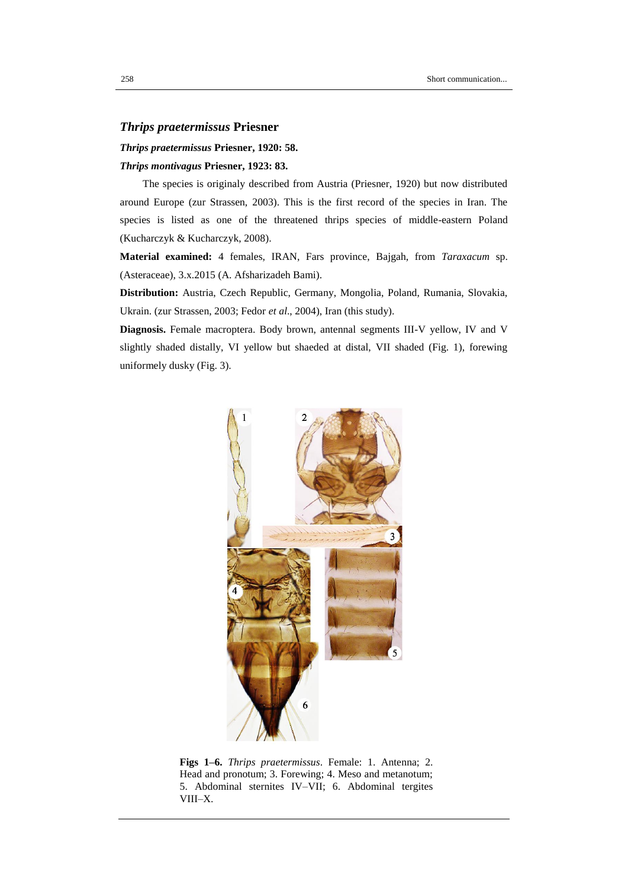## *Thrips praetermissus* Priesner

***Thrips praetermissus* Priesner, 1920: 58.**

***Thrips montivagus* Priesner, 1923: 83.**

The species is originaly described from Austria (Priesner, 1920) but now distributed around Europe (zur Strassen, 2003). This is the first record of the species in Iran. The species is listed as one of the threatened thrips species of middle-eastern Poland (Kucharczyk & Kucharczyk, 2008).

**Material examined:** 4 females, IRAN, Fars province, Bajgah, from *Taraxacum* sp. (Asteraceae), 3.x.2015 (A. Afsharizadeh Bami).

**Distribution:** Austria, Czech Republic, Germany, Mongolia, Poland, Rumania, Slovakia, Ukrain. (zur Strassen, 2003; Fedor *et al*., 2004), Iran (this study).

**Diagnosis.** Female macroptera. Body brown, antennal segments III-V yellow, IV and V slightly shaded distally, VI yellow but shaeded at distal, VII shaded (Fig. 1), forewing uniformely dusky (Fig. 3).

**Figs 1–6.** *Thrips praetermissus*. Female: 1. Antenna; 2. Head and pronotum; 3. Forewing; 4. Meso and metanotum; 5. Abdominal sternites IV–VII; 6. Abdominal tergites VIII–X.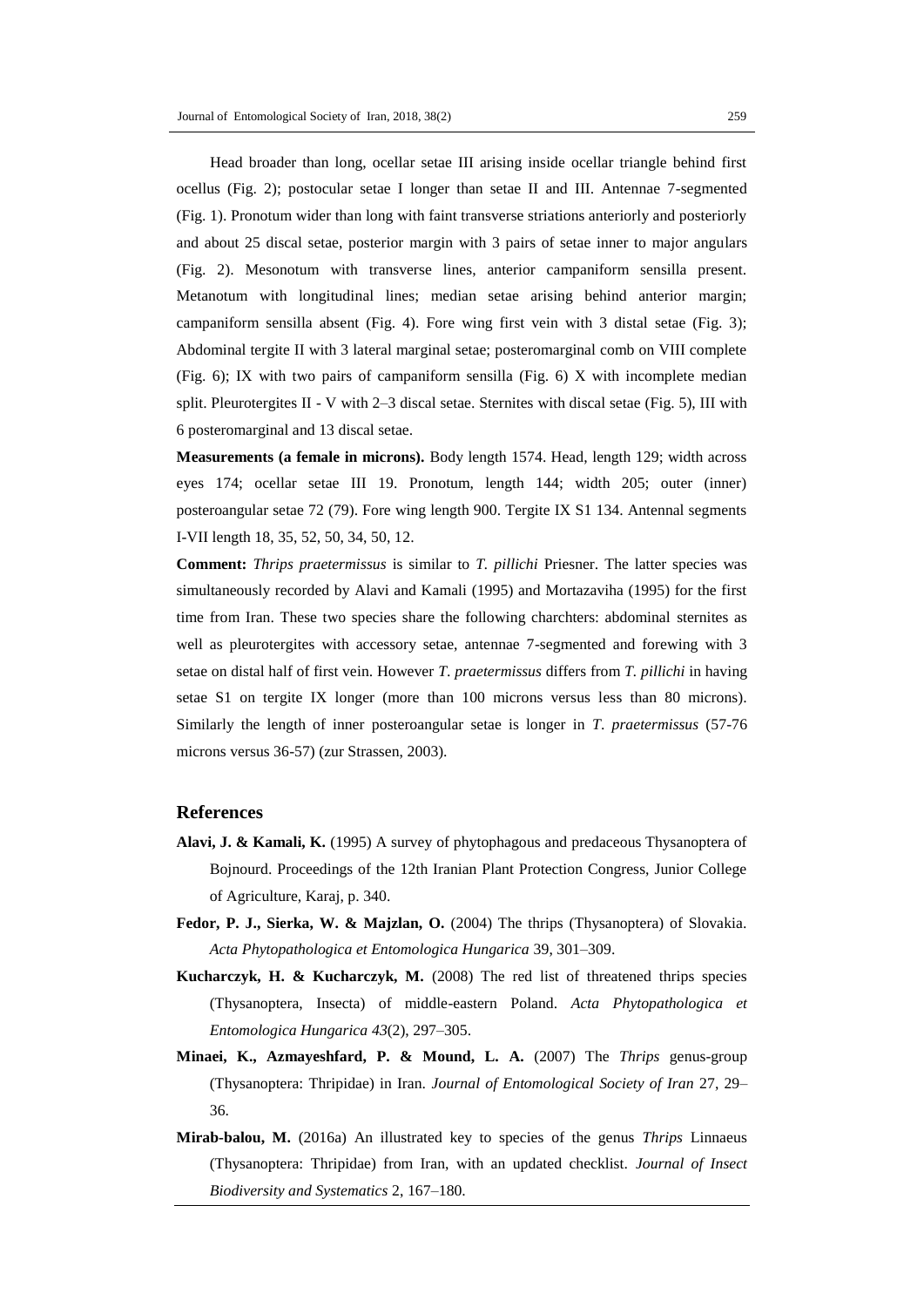Head broader than long, ocellar setae III arising inside ocellar triangle behind first ocellus (Fig. 2); postocular setae I longer than setae II and III. Antennae 7-segmented (Fig. 1). Pronotum wider than long with faint transverse striations anteriorly and posteriorly and about 25 discal setae, posterior margin with 3 pairs of setae inner to major angulars (Fig. 2). Mesonotum with transverse lines, anterior campaniform sensilla present. Metanotum with longitudinal lines; median setae arising behind anterior margin; campaniform sensilla absent (Fig. 4). Fore wing first vein with 3 distal setae (Fig. 3); Abdominal tergite II with 3 lateral marginal setae; posteromarginal comb on VIII complete (Fig. 6); IX with two pairs of campaniform sensilla (Fig. 6) X with incomplete median split. Pleurotergites II - V with 2–3 discal setae. Sternites with discal setae (Fig. 5), III with 6 posteromarginal and 13 discal setae.

**Measurements (a female in microns).** Body length 1574. Head, length 129; width across eyes 174; ocellar setae III 19. Pronotum, length 144; width 205; outer (inner) posteroangular setae 72 (79). Fore wing length 900. Tergite IX S1 134. Antennal segments I-VII length 18, 35, 52, 50, 34, 50, 12.

**Comment:** *Thrips praetermissus* is similar to *T. pillichi* Priesner. The latter species was simultaneously recorded by Alavi and Kamali (1995) and Mortazaviha (1995) for the first time from Iran. These two species share the following charchters: abdominal sternites as well as pleurotergites with accessory setae, antennae 7-segmented and forewing with 3 setae on distal half of first vein. However *T. praetermissus* differs from *T. pillichi* in having setae S1 on tergite IX longer (more than 100 microns versus less than 80 microns). Similarly the length of inner posteroangular setae is longer in *T. praetermissus* (57-76 microns versus 36-57) (zur Strassen, 2003).

## References

**Alavi, J. & Kamali, K.** (1995) A survey of phytophagous and predaceous Thysanoptera of Bojnourd. Proceedings of the 12th Iranian Plant Protection Congress, Junior College of Agriculture, Karaj, p. 340.

**Fedor, P. J., Sierka, W. & Majzlan, O.** (2004) The thrips (Thysanoptera) of Slovakia. *Acta Phytopathologica et Entomologica Hungarica* 39, 301–309.

**Kucharczyk, H. & Kucharczyk, M.** (2008) The red list of threatened thrips species (Thysanoptera, Insecta) of middle-eastern Poland. *Acta Phytopathologica et Entomologica Hungarica 43*(2), 297–305.

**Minaei, K., Azmayeshfard, P. & Mound, L. A.** (2007) The *Thrips* genus-group (Thysanoptera: Thripidae) in Iran. *Journal of Entomological Society of Iran* 27, 29–36.

**Mirab-balou, M.** (2016a) An illustrated key to species of the genus *Thrips* Linnaeus (Thysanoptera: Thripidae) from Iran, with an updated checklist. *Journal of Insect Biodiversity and Systematics* 2, 167–180.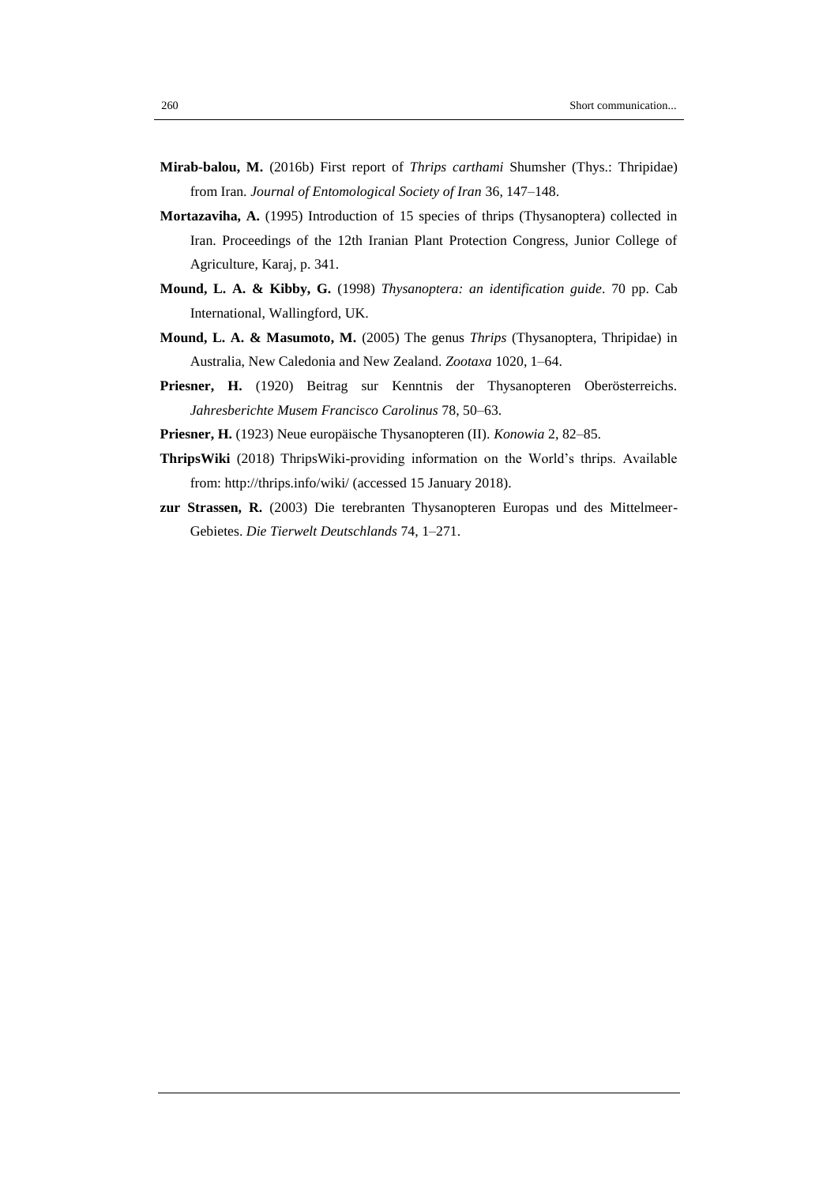**Mirab-balou, M.** (2016b) First report of *Thrips carthami* Shumsher (Thys.: Thripidae) from Iran. *Journal of Entomological Society of Iran* 36, 147–148.

**Mortazaviha, A.** (1995) Introduction of 15 species of thrips (Thysanoptera) collected in Iran. Proceedings of the 12th Iranian Plant Protection Congress, Junior College of Agriculture, Karaj, p. 341.

**Mound, L. A. & Kibby, G.** (1998) *Thysanoptera: an identification guide*. 70 pp. Cab International, Wallingford, UK.

**Mound, L. A. & Masumoto, M.** (2005) The genus *Thrips* (Thysanoptera, Thripidae) in Australia, New Caledonia and New Zealand. *Zootaxa* 1020, 1–64.

**Priesner, H.** (1920) Beitrag sur Kenntnis der Thysanopteren Oberösterreichs. *Jahresberichte Musem Francisco Carolinus* 78, 50–63.

**Priesner, H.** (1923) Neue europäische Thysanopteren (II). *Konowia* 2, 82–85.

**ThripsWiki** (2018) ThripsWiki-providing information on the World's thrips. Available from: http://thrips.info/wiki/ (accessed 15 January 2018).

**zur Strassen, R.** (2003) Die terebranten Thysanopteren Europas und des Mittelmeer-Gebietes. *Die Tierwelt Deutschlands* 74, 1–271.